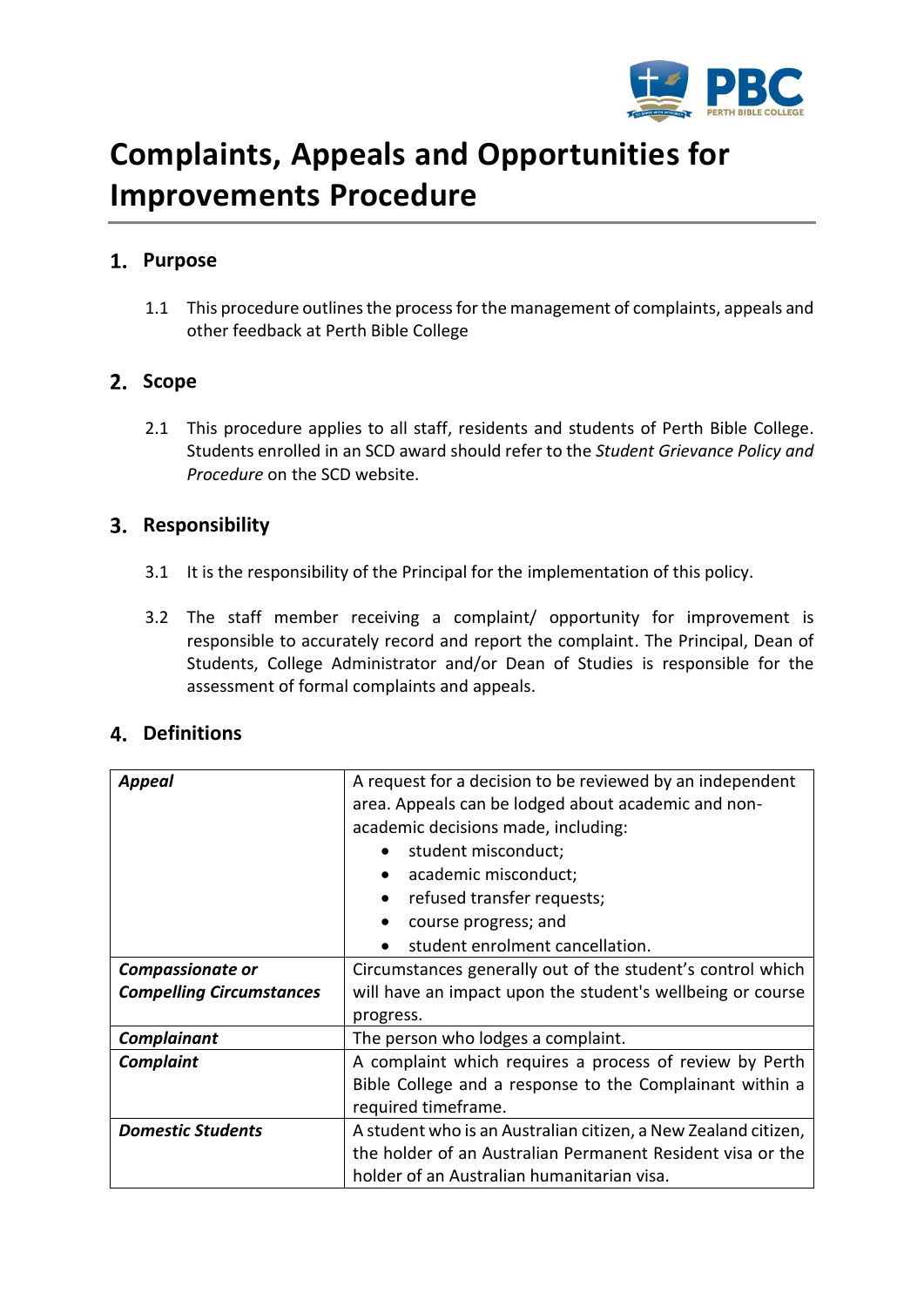# Complaints, Appeals and Opportunities for Improvements Procedure

## 1. Purpose

1.1 This procedure outlines the process for the management of complaints, appeals and other feedback at Perth Bible College

## 2. Scope

2.1 This procedure applies to all staff, residents and students of Perth Bible College. Students enrolled in an SCD award should refer to the *Student Grievance Policy and Procedure* on the SCD website.

## 3. Responsibility

3.1 It is the responsibility of the Principal for the implementation of this policy.

3.2 The staff member receiving a complaint/ opportunity for improvement is responsible to accurately record and report the complaint. The Principal, Dean of Students, College Administrator and/or Dean of Studies is responsible for the assessment of formal complaints and appeals.

## 4. Definitions

| | |
|---|---|
| ***Appeal*** | A request for a decision to be reviewed by an independent area. Appeals can be lodged about academic and non-academic decisions made, including:<br>• student misconduct;<br>• academic misconduct;<br>• refused transfer requests;<br>• course progress; and<br>• student enrolment cancellation. |
| ***Compassionate or Compelling Circumstances*** | Circumstances generally out of the student's control which will have an impact upon the student's wellbeing or course progress. |
| ***Complainant*** | The person who lodges a complaint. |
| ***Complaint*** | A complaint which requires a process of review by Perth Bible College and a response to the Complainant within a required timeframe. |
| ***Domestic Students*** | A student who is an Australian citizen, a New Zealand citizen, the holder of an Australian Permanent Resident visa or the holder of an Australian humanitarian visa. |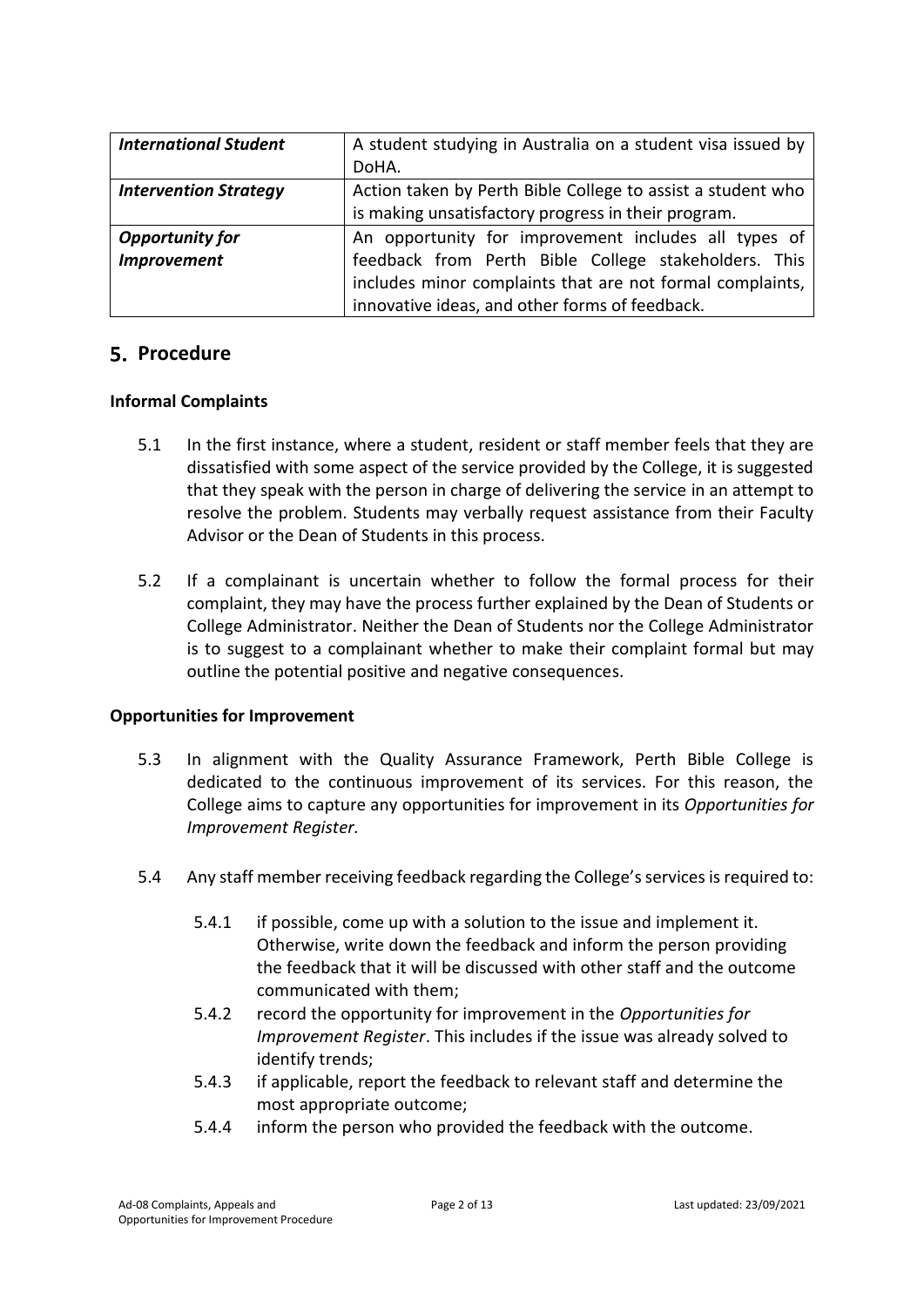| | |
|---|---|
| ***International Student*** | A student studying in Australia on a student visa issued by DoHA. |
| ***Intervention Strategy*** | Action taken by Perth Bible College to assist a student who is making unsatisfactory progress in their program. |
| ***Opportunity for Improvement*** | An opportunity for improvement includes all types of feedback from Perth Bible College stakeholders. This includes minor complaints that are not formal complaints, innovative ideas, and other forms of feedback. |

## 5. Procedure

### Informal Complaints

5.1 In the first instance, where a student, resident or staff member feels that they are dissatisfied with some aspect of the service provided by the College, it is suggested that they speak with the person in charge of delivering the service in an attempt to resolve the problem. Students may verbally request assistance from their Faculty Advisor or the Dean of Students in this process.

5.2 If a complainant is uncertain whether to follow the formal process for their complaint, they may have the process further explained by the Dean of Students or College Administrator. Neither the Dean of Students nor the College Administrator is to suggest to a complainant whether to make their complaint formal but may outline the potential positive and negative consequences.

### Opportunities for Improvement

5.3 In alignment with the Quality Assurance Framework, Perth Bible College is dedicated to the continuous improvement of its services. For this reason, the College aims to capture any opportunities for improvement in its *Opportunities for Improvement Register.*

5.4 Any staff member receiving feedback regarding the College's services is required to:

- 5.4.1 if possible, come up with a solution to the issue and implement it. Otherwise, write down the feedback and inform the person providing the feedback that it will be discussed with other staff and the outcome communicated with them;
- 5.4.2 record the opportunity for improvement in the *Opportunities for Improvement Register*. This includes if the issue was already solved to identify trends;
- 5.4.3 if applicable, report the feedback to relevant staff and determine the most appropriate outcome;
- 5.4.4 inform the person who provided the feedback with the outcome.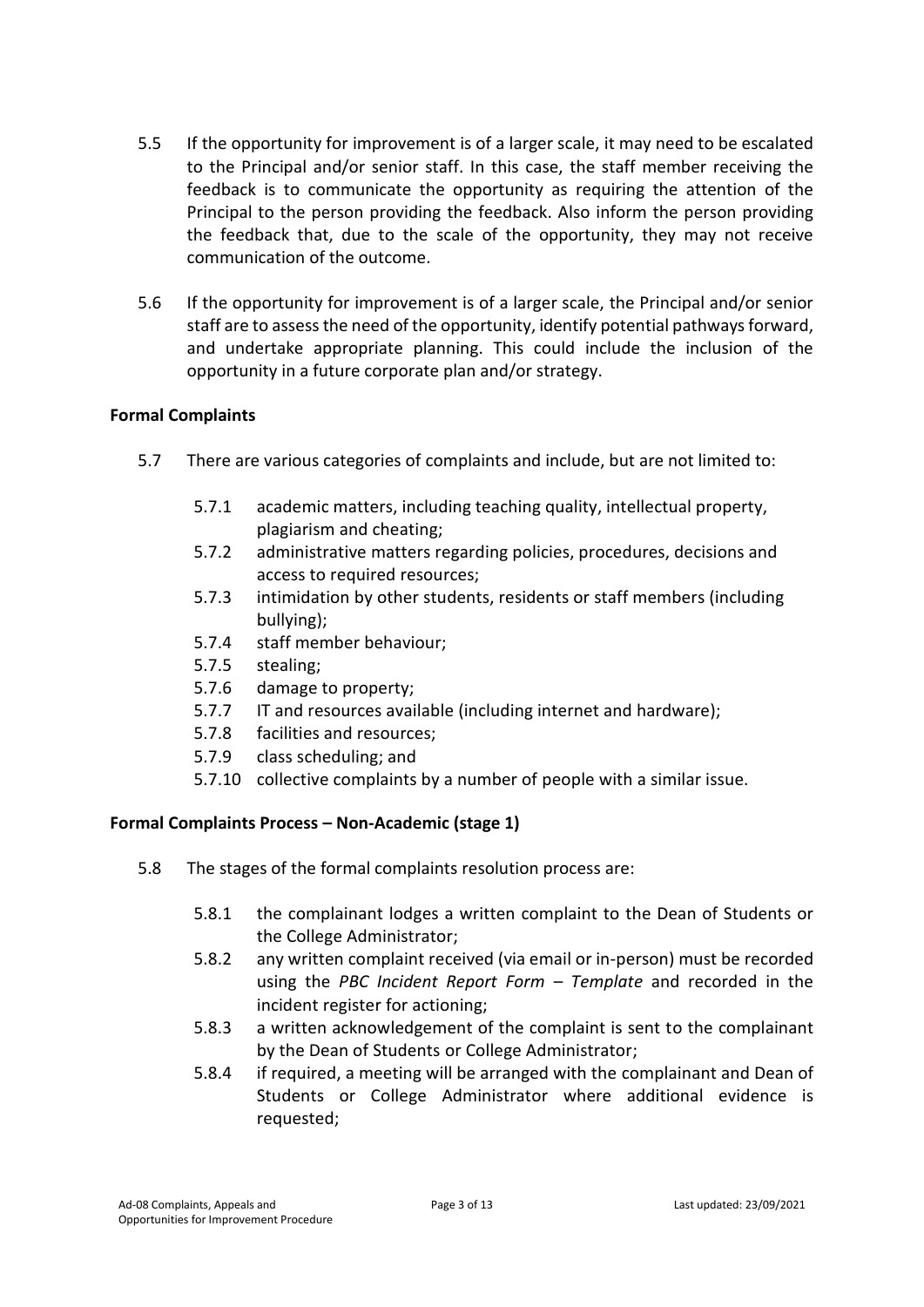5.5 If the opportunity for improvement is of a larger scale, it may need to be escalated to the Principal and/or senior staff. In this case, the staff member receiving the feedback is to communicate the opportunity as requiring the attention of the Principal to the person providing the feedback. Also inform the person providing the feedback that, due to the scale of the opportunity, they may not receive communication of the outcome.

5.6 If the opportunity for improvement is of a larger scale, the Principal and/or senior staff are to assess the need of the opportunity, identify potential pathways forward, and undertake appropriate planning. This could include the inclusion of the opportunity in a future corporate plan and/or strategy.

**Formal Complaints**

5.7 There are various categories of complaints and include, but are not limited to:

- 5.7.1 academic matters, including teaching quality, intellectual property, plagiarism and cheating;
- 5.7.2 administrative matters regarding policies, procedures, decisions and access to required resources;
- 5.7.3 intimidation by other students, residents or staff members (including bullying);
- 5.7.4 staff member behaviour;
- 5.7.5 stealing;
- 5.7.6 damage to property;
- 5.7.7 IT and resources available (including internet and hardware);
- 5.7.8 facilities and resources;
- 5.7.9 class scheduling; and
- 5.7.10 collective complaints by a number of people with a similar issue.

**Formal Complaints Process – Non-Academic (stage 1)**

5.8 The stages of the formal complaints resolution process are:

- 5.8.1 the complainant lodges a written complaint to the Dean of Students or the College Administrator;
- 5.8.2 any written complaint received (via email or in-person) must be recorded using the *PBC Incident Report Form – Template* and recorded in the incident register for actioning;
- 5.8.3 a written acknowledgement of the complaint is sent to the complainant by the Dean of Students or College Administrator;
- 5.8.4 if required, a meeting will be arranged with the complainant and Dean of Students or College Administrator where additional evidence is requested;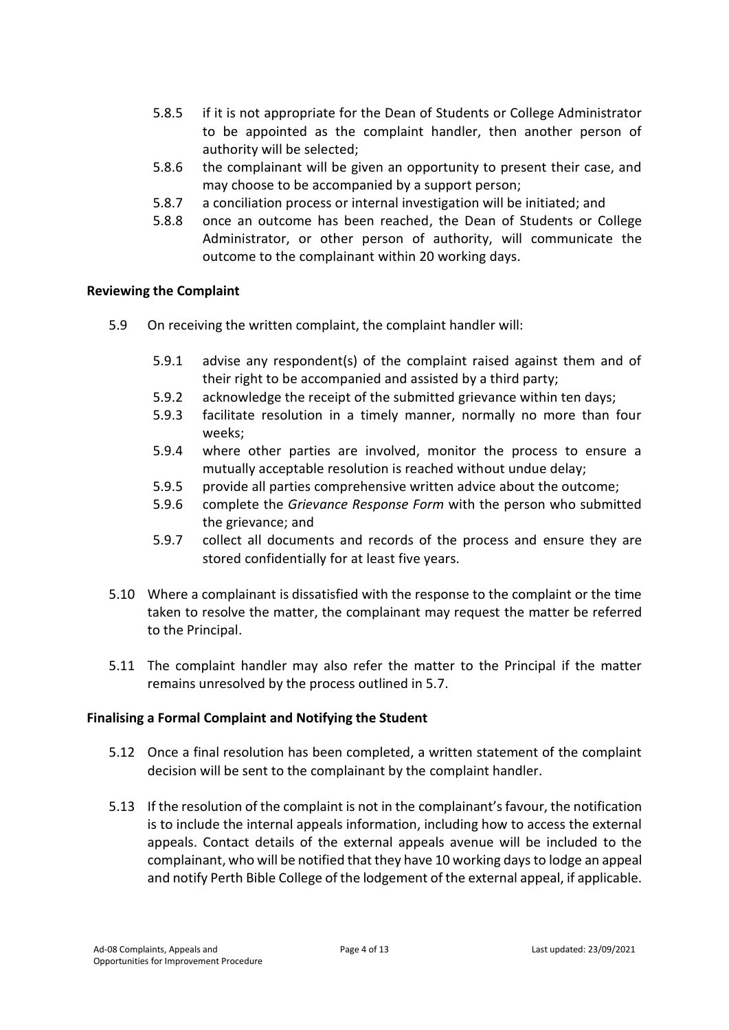5.8.5 if it is not appropriate for the Dean of Students or College Administrator to be appointed as the complaint handler, then another person of authority will be selected;

5.8.6 the complainant will be given an opportunity to present their case, and may choose to be accompanied by a support person;

5.8.7 a conciliation process or internal investigation will be initiated; and

5.8.8 once an outcome has been reached, the Dean of Students or College Administrator, or other person of authority, will communicate the outcome to the complainant within 20 working days.

**Reviewing the Complaint**

5.9 On receiving the written complaint, the complaint handler will:

5.9.1 advise any respondent(s) of the complaint raised against them and of their right to be accompanied and assisted by a third party;

5.9.2 acknowledge the receipt of the submitted grievance within ten days;

5.9.3 facilitate resolution in a timely manner, normally no more than four weeks;

5.9.4 where other parties are involved, monitor the process to ensure a mutually acceptable resolution is reached without undue delay;

5.9.5 provide all parties comprehensive written advice about the outcome;

5.9.6 complete the *Grievance Response Form* with the person who submitted the grievance; and

5.9.7 collect all documents and records of the process and ensure they are stored confidentially for at least five years.

5.10 Where a complainant is dissatisfied with the response to the complaint or the time taken to resolve the matter, the complainant may request the matter be referred to the Principal.

5.11 The complaint handler may also refer the matter to the Principal if the matter remains unresolved by the process outlined in 5.7.

**Finalising a Formal Complaint and Notifying the Student**

5.12 Once a final resolution has been completed, a written statement of the complaint decision will be sent to the complainant by the complaint handler.

5.13 If the resolution of the complaint is not in the complainant's favour, the notification is to include the internal appeals information, including how to access the external appeals. Contact details of the external appeals avenue will be included to the complainant, who will be notified that they have 10 working days to lodge an appeal and notify Perth Bible College of the lodgement of the external appeal, if applicable.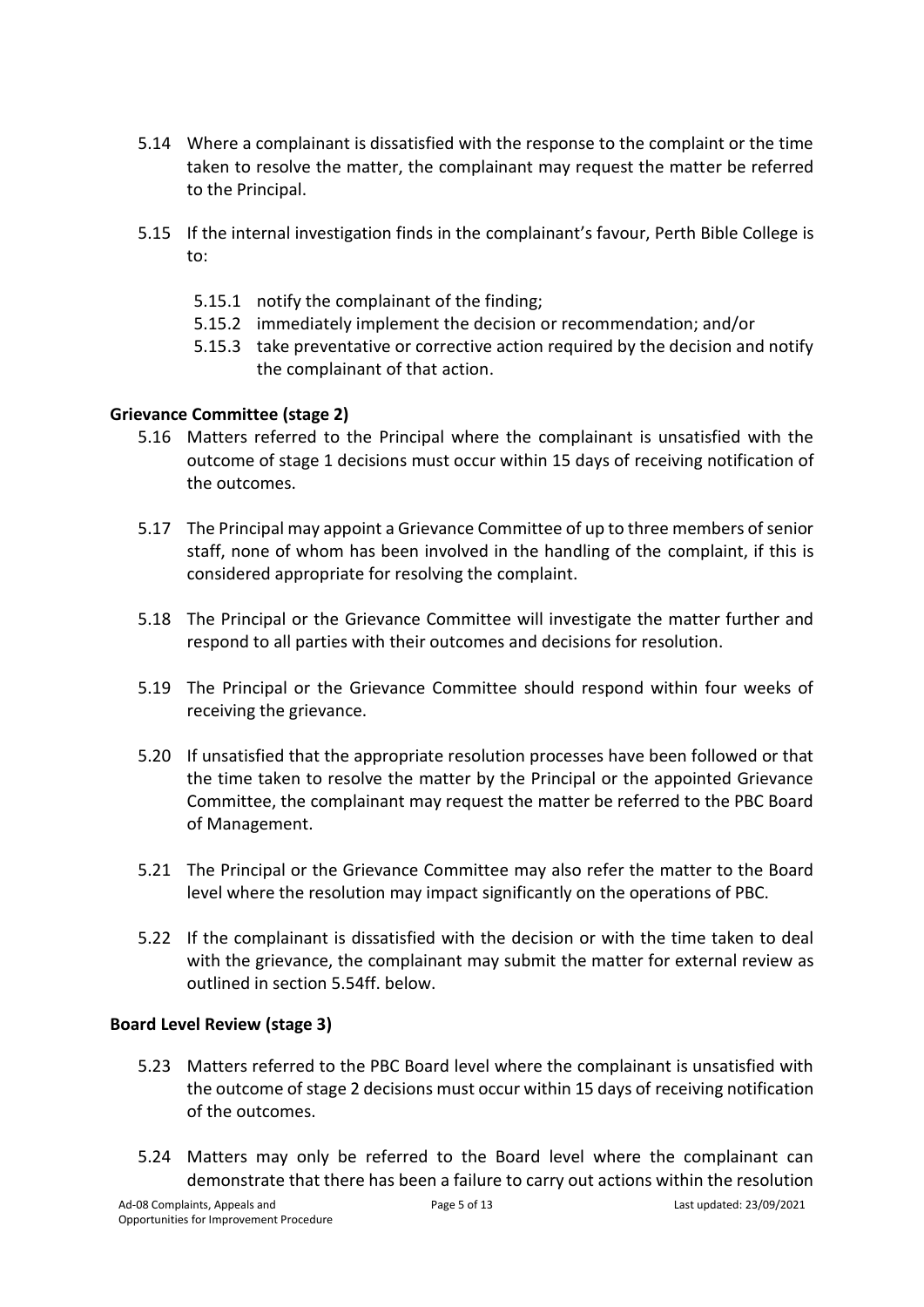5.14 Where a complainant is dissatisfied with the response to the complaint or the time taken to resolve the matter, the complainant may request the matter be referred to the Principal.

5.15 If the internal investigation finds in the complainant's favour, Perth Bible College is to:

- 5.15.1 notify the complainant of the finding;
- 5.15.2 immediately implement the decision or recommendation; and/or
- 5.15.3 take preventative or corrective action required by the decision and notify the complainant of that action.

**Grievance Committee (stage 2)**

5.16 Matters referred to the Principal where the complainant is unsatisfied with the outcome of stage 1 decisions must occur within 15 days of receiving notification of the outcomes.

5.17 The Principal may appoint a Grievance Committee of up to three members of senior staff, none of whom has been involved in the handling of the complaint, if this is considered appropriate for resolving the complaint.

5.18 The Principal or the Grievance Committee will investigate the matter further and respond to all parties with their outcomes and decisions for resolution.

5.19 The Principal or the Grievance Committee should respond within four weeks of receiving the grievance.

5.20 If unsatisfied that the appropriate resolution processes have been followed or that the time taken to resolve the matter by the Principal or the appointed Grievance Committee, the complainant may request the matter be referred to the PBC Board of Management.

5.21 The Principal or the Grievance Committee may also refer the matter to the Board level where the resolution may impact significantly on the operations of PBC.

5.22 If the complainant is dissatisfied with the decision or with the time taken to deal with the grievance, the complainant may submit the matter for external review as outlined in section 5.54ff. below.

**Board Level Review (stage 3)**

5.23 Matters referred to the PBC Board level where the complainant is unsatisfied with the outcome of stage 2 decisions must occur within 15 days of receiving notification of the outcomes.

5.24 Matters may only be referred to the Board level where the complainant can demonstrate that there has been a failure to carry out actions within the resolution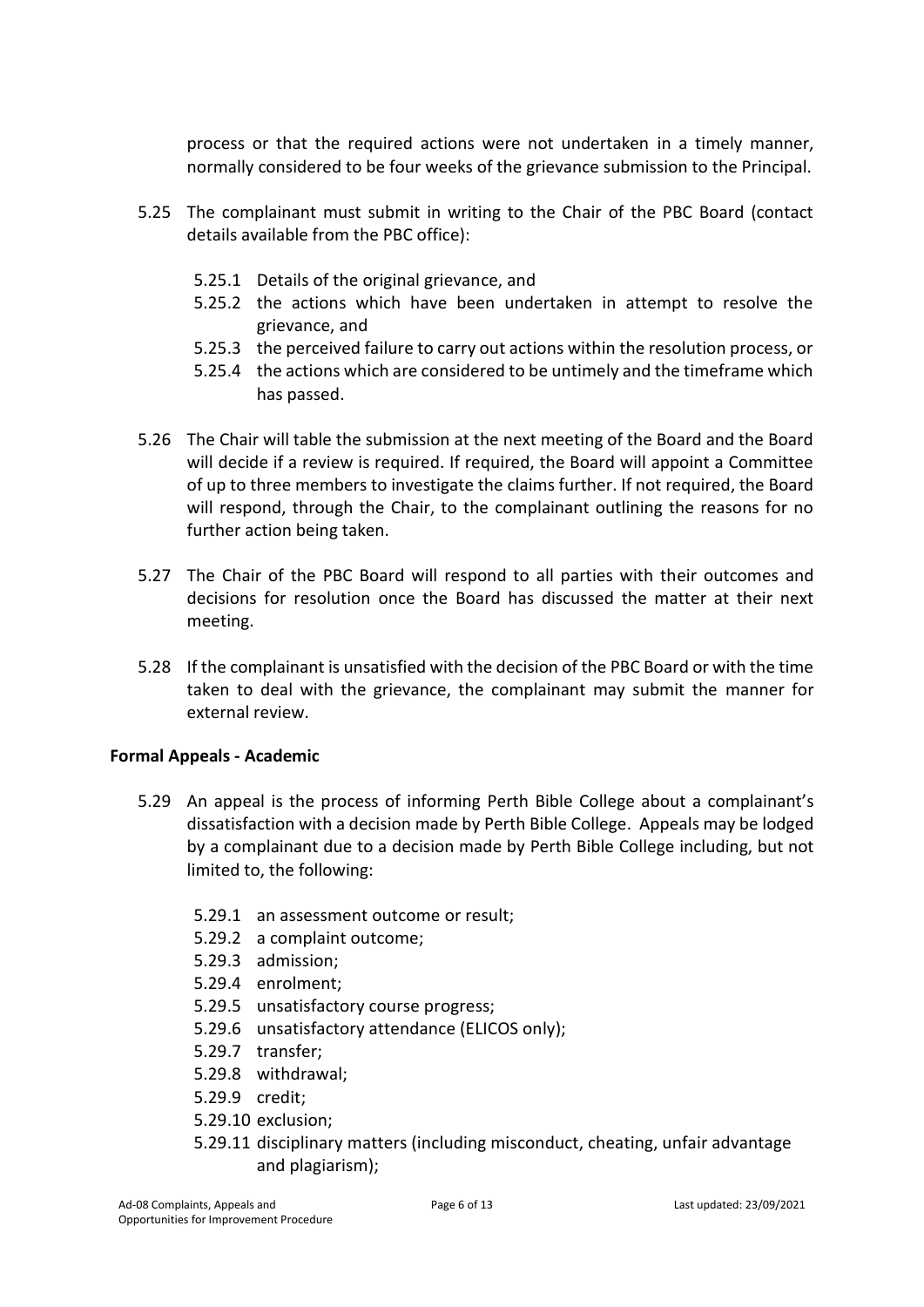process or that the required actions were not undertaken in a timely manner, normally considered to be four weeks of the grievance submission to the Principal.

5.25 The complainant must submit in writing to the Chair of the PBC Board (contact details available from the PBC office):

   5.25.1 Details of the original grievance, and
   5.25.2 the actions which have been undertaken in attempt to resolve the grievance, and
   5.25.3 the perceived failure to carry out actions within the resolution process, or
   5.25.4 the actions which are considered to be untimely and the timeframe which has passed.

5.26 The Chair will table the submission at the next meeting of the Board and the Board will decide if a review is required. If required, the Board will appoint a Committee of up to three members to investigate the claims further. If not required, the Board will respond, through the Chair, to the complainant outlining the reasons for no further action being taken.

5.27 The Chair of the PBC Board will respond to all parties with their outcomes and decisions for resolution once the Board has discussed the matter at their next meeting.

5.28 If the complainant is unsatisfied with the decision of the PBC Board or with the time taken to deal with the grievance, the complainant may submit the manner for external review.

**Formal Appeals - Academic**

5.29 An appeal is the process of informing Perth Bible College about a complainant's dissatisfaction with a decision made by Perth Bible College. Appeals may be lodged by a complainant due to a decision made by Perth Bible College including, but not limited to, the following:

   5.29.1 an assessment outcome or result;
   5.29.2 a complaint outcome;
   5.29.3 admission;
   5.29.4 enrolment;
   5.29.5 unsatisfactory course progress;
   5.29.6 unsatisfactory attendance (ELICOS only);
   5.29.7 transfer;
   5.29.8 withdrawal;
   5.29.9 credit;
   5.29.10 exclusion;
   5.29.11 disciplinary matters (including misconduct, cheating, unfair advantage and plagiarism);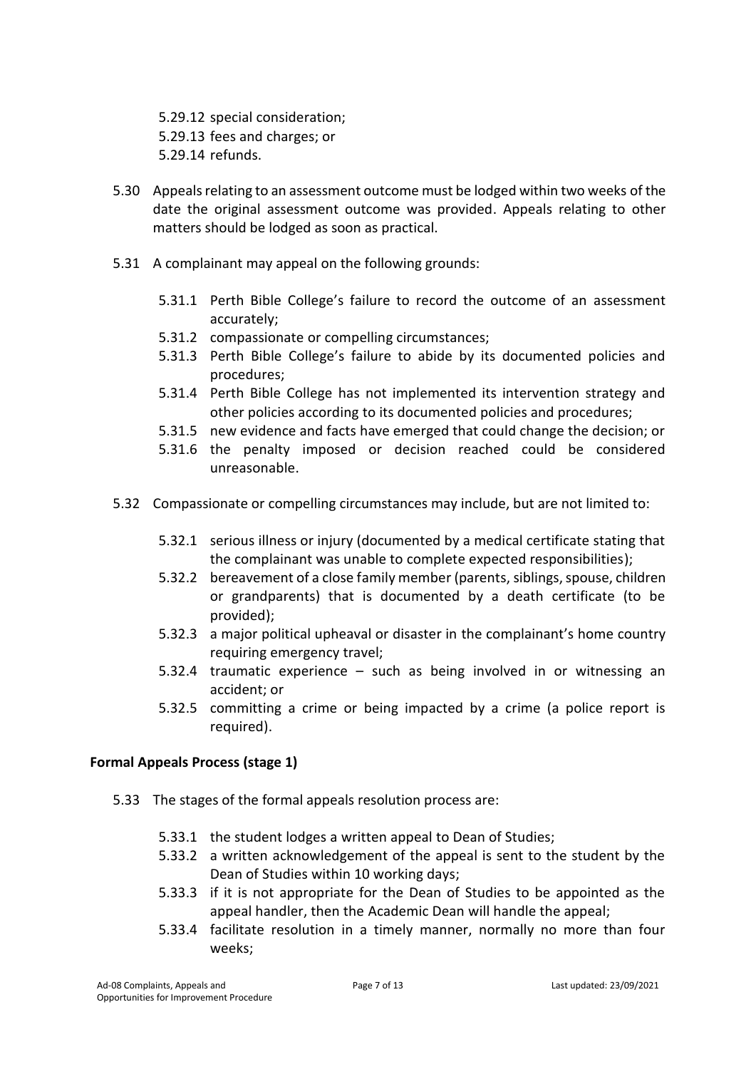5.29.12 special consideration;
5.29.13 fees and charges; or
5.29.14 refunds.

5.30 Appeals relating to an assessment outcome must be lodged within two weeks of the date the original assessment outcome was provided. Appeals relating to other matters should be lodged as soon as practical.

5.31 A complainant may appeal on the following grounds:

5.31.1 Perth Bible College's failure to record the outcome of an assessment accurately;
5.31.2 compassionate or compelling circumstances;
5.31.3 Perth Bible College's failure to abide by its documented policies and procedures;
5.31.4 Perth Bible College has not implemented its intervention strategy and other policies according to its documented policies and procedures;
5.31.5 new evidence and facts have emerged that could change the decision; or
5.31.6 the penalty imposed or decision reached could be considered unreasonable.

5.32 Compassionate or compelling circumstances may include, but are not limited to:

5.32.1 serious illness or injury (documented by a medical certificate stating that the complainant was unable to complete expected responsibilities);
5.32.2 bereavement of a close family member (parents, siblings, spouse, children or grandparents) that is documented by a death certificate (to be provided);
5.32.3 a major political upheaval or disaster in the complainant's home country requiring emergency travel;
5.32.4 traumatic experience – such as being involved in or witnessing an accident; or
5.32.5 committing a crime or being impacted by a crime (a police report is required).

**Formal Appeals Process (stage 1)**

5.33 The stages of the formal appeals resolution process are:

5.33.1 the student lodges a written appeal to Dean of Studies;
5.33.2 a written acknowledgement of the appeal is sent to the student by the Dean of Studies within 10 working days;
5.33.3 if it is not appropriate for the Dean of Studies to be appointed as the appeal handler, then the Academic Dean will handle the appeal;
5.33.4 facilitate resolution in a timely manner, normally no more than four weeks;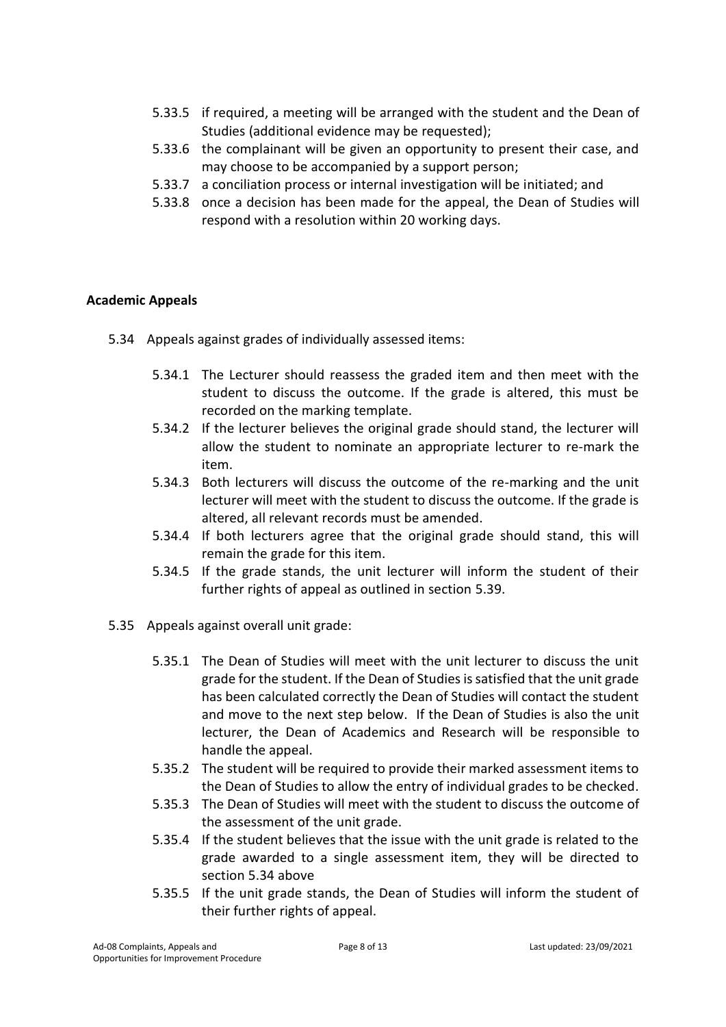5.33.5 if required, a meeting will be arranged with the student and the Dean of Studies (additional evidence may be requested);

5.33.6 the complainant will be given an opportunity to present their case, and may choose to be accompanied by a support person;

5.33.7 a conciliation process or internal investigation will be initiated; and

5.33.8 once a decision has been made for the appeal, the Dean of Studies will respond with a resolution within 20 working days.

**Academic Appeals**

5.34 Appeals against grades of individually assessed items:

5.34.1 The Lecturer should reassess the graded item and then meet with the student to discuss the outcome. If the grade is altered, this must be recorded on the marking template.

5.34.2 If the lecturer believes the original grade should stand, the lecturer will allow the student to nominate an appropriate lecturer to re-mark the item.

5.34.3 Both lecturers will discuss the outcome of the re-marking and the unit lecturer will meet with the student to discuss the outcome. If the grade is altered, all relevant records must be amended.

5.34.4 If both lecturers agree that the original grade should stand, this will remain the grade for this item.

5.34.5 If the grade stands, the unit lecturer will inform the student of their further rights of appeal as outlined in section 5.39.

5.35 Appeals against overall unit grade:

5.35.1 The Dean of Studies will meet with the unit lecturer to discuss the unit grade for the student. If the Dean of Studies is satisfied that the unit grade has been calculated correctly the Dean of Studies will contact the student and move to the next step below. If the Dean of Studies is also the unit lecturer, the Dean of Academics and Research will be responsible to handle the appeal.

5.35.2 The student will be required to provide their marked assessment items to the Dean of Studies to allow the entry of individual grades to be checked.

5.35.3 The Dean of Studies will meet with the student to discuss the outcome of the assessment of the unit grade.

5.35.4 If the student believes that the issue with the unit grade is related to the grade awarded to a single assessment item, they will be directed to section 5.34 above

5.35.5 If the unit grade stands, the Dean of Studies will inform the student of their further rights of appeal.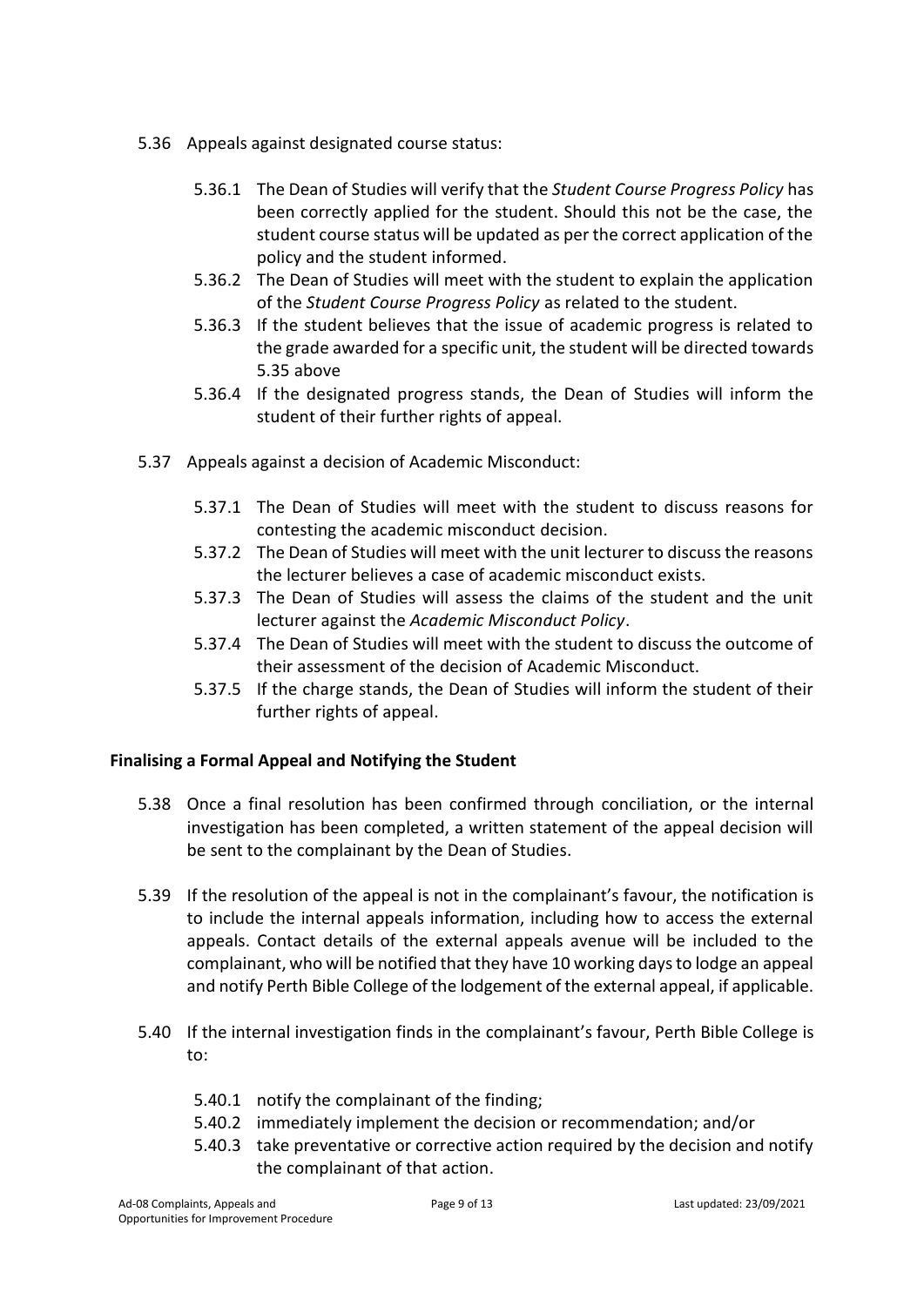- 5.36 Appeals against designated course status:

  - 5.36.1 The Dean of Studies will verify that the *Student Course Progress Policy* has been correctly applied for the student. Should this not be the case, the student course status will be updated as per the correct application of the policy and the student informed.
  - 5.36.2 The Dean of Studies will meet with the student to explain the application of the *Student Course Progress Policy* as related to the student.
  - 5.36.3 If the student believes that the issue of academic progress is related to the grade awarded for a specific unit, the student will be directed towards 5.35 above
  - 5.36.4 If the designated progress stands, the Dean of Studies will inform the student of their further rights of appeal.

- 5.37 Appeals against a decision of Academic Misconduct:

  - 5.37.1 The Dean of Studies will meet with the student to discuss reasons for contesting the academic misconduct decision.
  - 5.37.2 The Dean of Studies will meet with the unit lecturer to discuss the reasons the lecturer believes a case of academic misconduct exists.
  - 5.37.3 The Dean of Studies will assess the claims of the student and the unit lecturer against the *Academic Misconduct Policy*.
  - 5.37.4 The Dean of Studies will meet with the student to discuss the outcome of their assessment of the decision of Academic Misconduct.
  - 5.37.5 If the charge stands, the Dean of Studies will inform the student of their further rights of appeal.

**Finalising a Formal Appeal and Notifying the Student**

- 5.38 Once a final resolution has been confirmed through conciliation, or the internal investigation has been completed, a written statement of the appeal decision will be sent to the complainant by the Dean of Studies.

- 5.39 If the resolution of the appeal is not in the complainant's favour, the notification is to include the internal appeals information, including how to access the external appeals. Contact details of the external appeals avenue will be included to the complainant, who will be notified that they have 10 working days to lodge an appeal and notify Perth Bible College of the lodgement of the external appeal, if applicable.

- 5.40 If the internal investigation finds in the complainant's favour, Perth Bible College is to:

  - 5.40.1 notify the complainant of the finding;
  - 5.40.2 immediately implement the decision or recommendation; and/or
  - 5.40.3 take preventative or corrective action required by the decision and notify the complainant of that action.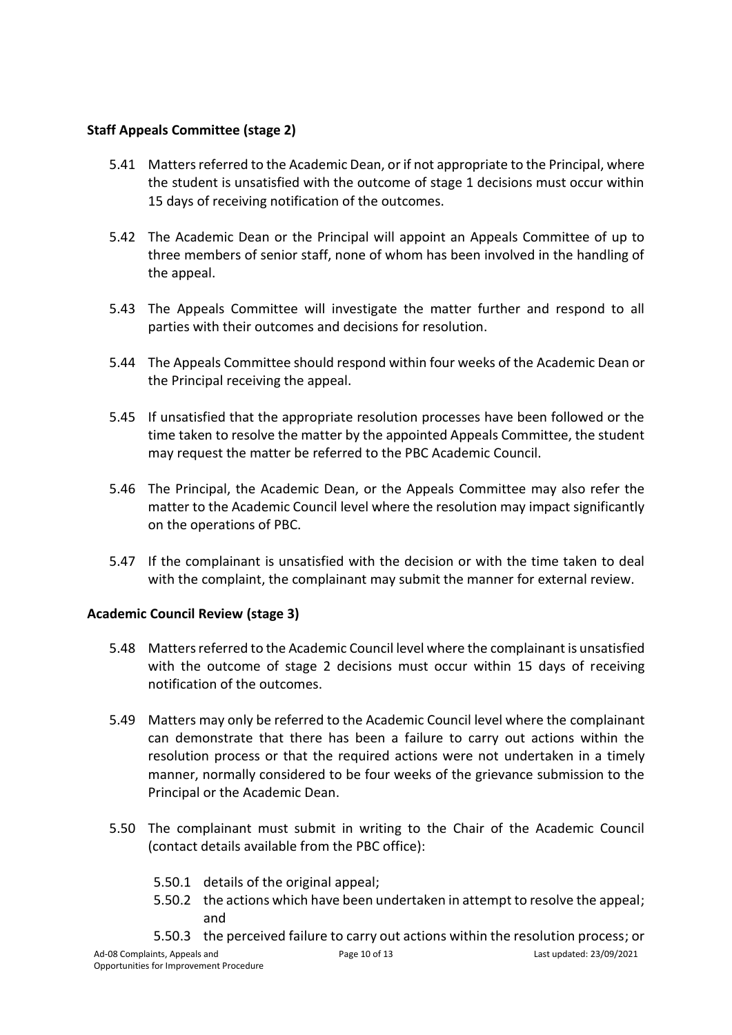### Staff Appeals Committee (stage 2)

5.41 Matters referred to the Academic Dean, or if not appropriate to the Principal, where the student is unsatisfied with the outcome of stage 1 decisions must occur within 15 days of receiving notification of the outcomes.

5.42 The Academic Dean or the Principal will appoint an Appeals Committee of up to three members of senior staff, none of whom has been involved in the handling of the appeal.

5.43 The Appeals Committee will investigate the matter further and respond to all parties with their outcomes and decisions for resolution.

5.44 The Appeals Committee should respond within four weeks of the Academic Dean or the Principal receiving the appeal.

5.45 If unsatisfied that the appropriate resolution processes have been followed or the time taken to resolve the matter by the appointed Appeals Committee, the student may request the matter be referred to the PBC Academic Council.

5.46 The Principal, the Academic Dean, or the Appeals Committee may also refer the matter to the Academic Council level where the resolution may impact significantly on the operations of PBC.

5.47 If the complainant is unsatisfied with the decision or with the time taken to deal with the complaint, the complainant may submit the manner for external review.

### Academic Council Review (stage 3)

5.48 Matters referred to the Academic Council level where the complainant is unsatisfied with the outcome of stage 2 decisions must occur within 15 days of receiving notification of the outcomes.

5.49 Matters may only be referred to the Academic Council level where the complainant can demonstrate that there has been a failure to carry out actions within the resolution process or that the required actions were not undertaken in a timely manner, normally considered to be four weeks of the grievance submission to the Principal or the Academic Dean.

5.50 The complainant must submit in writing to the Chair of the Academic Council (contact details available from the PBC office):

5.50.1 details of the original appeal;

5.50.2 the actions which have been undertaken in attempt to resolve the appeal; and

5.50.3 the perceived failure to carry out actions within the resolution process; or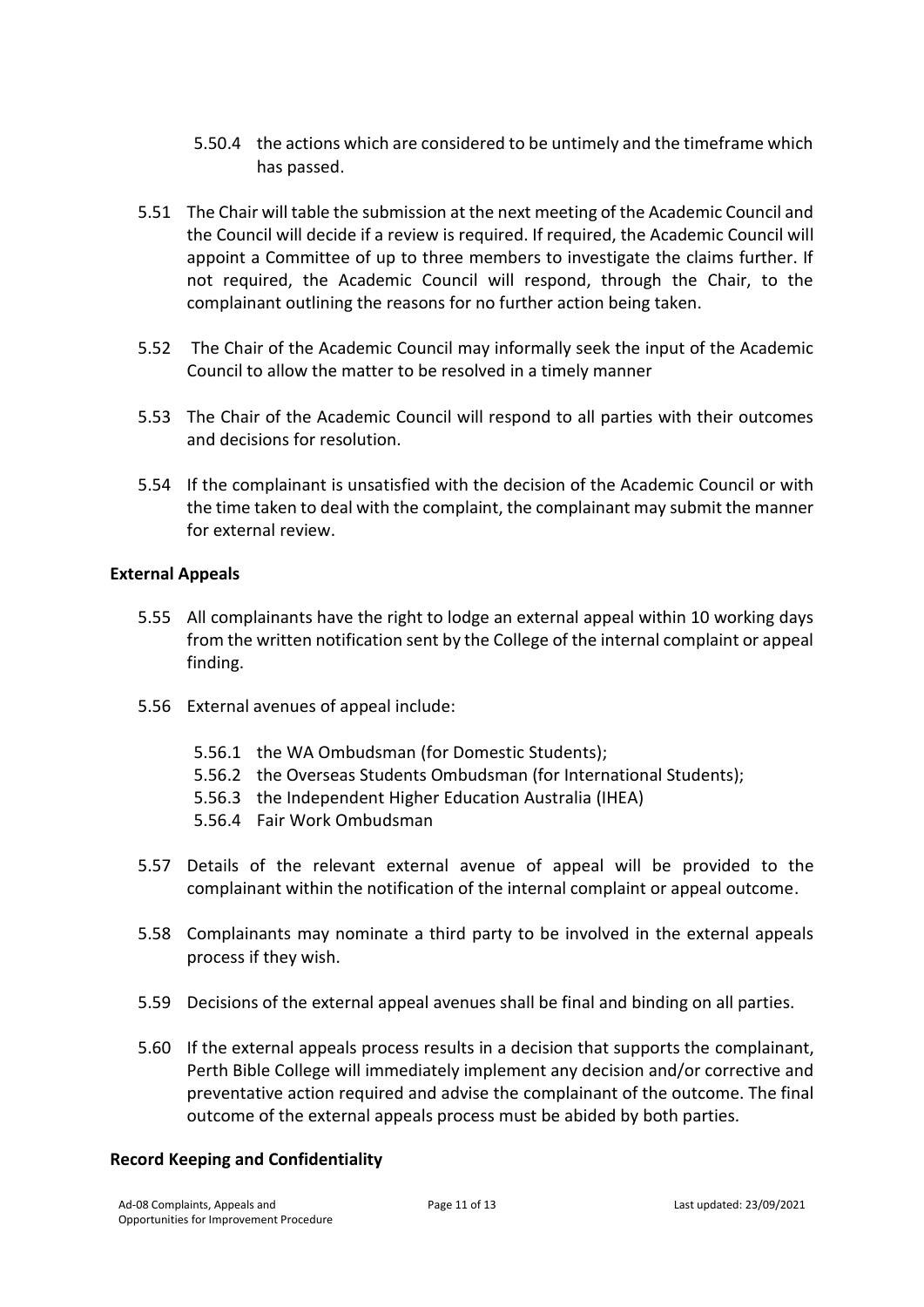5.50.4 the actions which are considered to be untimely and the timeframe which has passed.

5.51 The Chair will table the submission at the next meeting of the Academic Council and the Council will decide if a review is required. If required, the Academic Council will appoint a Committee of up to three members to investigate the claims further. If not required, the Academic Council will respond, through the Chair, to the complainant outlining the reasons for no further action being taken.

5.52 The Chair of the Academic Council may informally seek the input of the Academic Council to allow the matter to be resolved in a timely manner

5.53 The Chair of the Academic Council will respond to all parties with their outcomes and decisions for resolution.

5.54 If the complainant is unsatisfied with the decision of the Academic Council or with the time taken to deal with the complaint, the complainant may submit the manner for external review.

**External Appeals**

5.55 All complainants have the right to lodge an external appeal within 10 working days from the written notification sent by the College of the internal complaint or appeal finding.

5.56 External avenues of appeal include:

5.56.1 the WA Ombudsman (for Domestic Students);
5.56.2 the Overseas Students Ombudsman (for International Students);
5.56.3 the Independent Higher Education Australia (IHEA)
5.56.4 Fair Work Ombudsman

5.57 Details of the relevant external avenue of appeal will be provided to the complainant within the notification of the internal complaint or appeal outcome.

5.58 Complainants may nominate a third party to be involved in the external appeals process if they wish.

5.59 Decisions of the external appeal avenues shall be final and binding on all parties.

5.60 If the external appeals process results in a decision that supports the complainant, Perth Bible College will immediately implement any decision and/or corrective and preventative action required and advise the complainant of the outcome. The final outcome of the external appeals process must be abided by both parties.

**Record Keeping and Confidentiality**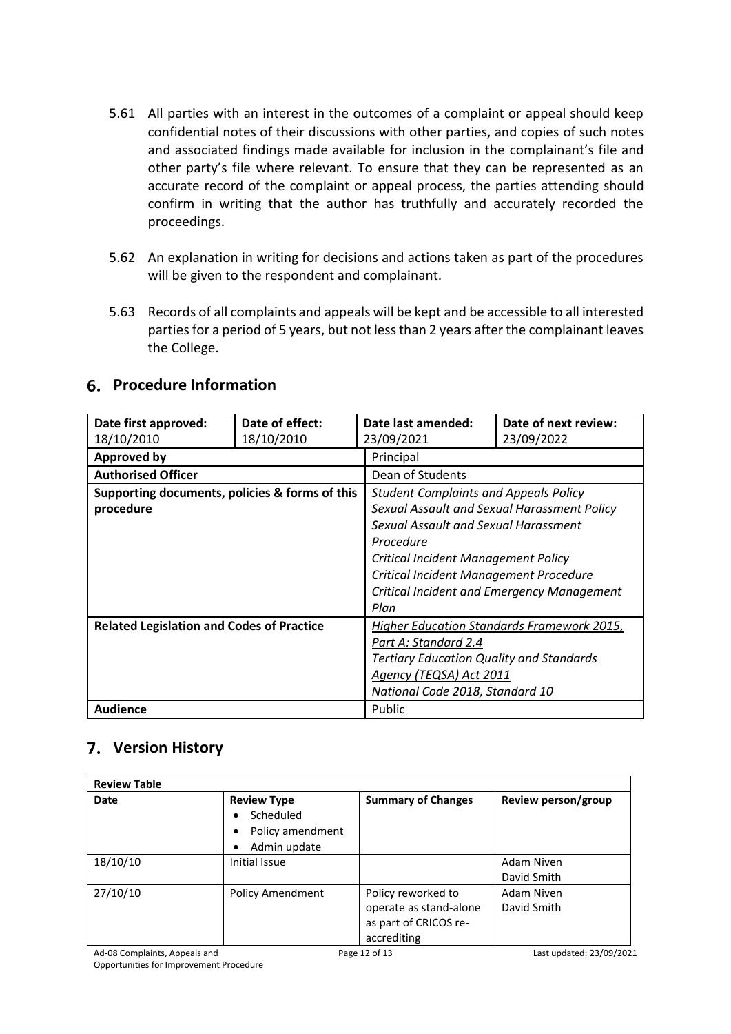5.61 All parties with an interest in the outcomes of a complaint or appeal should keep confidential notes of their discussions with other parties, and copies of such notes and associated findings made available for inclusion in the complainant's file and other party's file where relevant. To ensure that they can be represented as an accurate record of the complaint or appeal process, the parties attending should confirm in writing that the author has truthfully and accurately recorded the proceedings.

5.62 An explanation in writing for decisions and actions taken as part of the procedures will be given to the respondent and complainant.

5.63 Records of all complaints and appeals will be kept and be accessible to all interested parties for a period of 5 years, but not less than 2 years after the complainant leaves the College.

## 6. Procedure Information

| **Date first approved:** 18/10/2010 | **Date of effect:** 18/10/2010 | **Date last amended:** 23/09/2021 | **Date of next review:** 23/09/2022 |
|---|---|---|---|
| **Approved by** | | Principal | |
| **Authorised Officer** | | Dean of Students | |
| **Supporting documents, policies & forms of this procedure** | | *Student Complaints and Appeals Policy*<br>*Sexual Assault and Sexual Harassment Policy*<br>*Sexual Assault and Sexual Harassment Procedure*<br>*Critical Incident Management Policy*<br>*Critical Incident Management Procedure*<br>*Critical Incident and Emergency Management Plan* | |
| **Related Legislation and Codes of Practice** | | *Higher Education Standards Framework 2015, Part A: Standard 2.4*<br>*Tertiary Education Quality and Standards Agency (TEQSA) Act 2011*<br>*National Code 2018, Standard 10* | |
| **Audience** | | Public | |

## 7. Version History

| **Review Table** | | | |
|---|---|---|---|
| **Date** | **Review Type**<br>• Scheduled<br>• Policy amendment<br>• Admin update | **Summary of Changes** | **Review person/group** |
| 18/10/10 | Initial Issue | | Adam Niven<br>David Smith |
| 27/10/10 | Policy Amendment | Policy reworked to operate as stand-alone as part of CRICOS re-accrediting | Adam Niven<br>David Smith |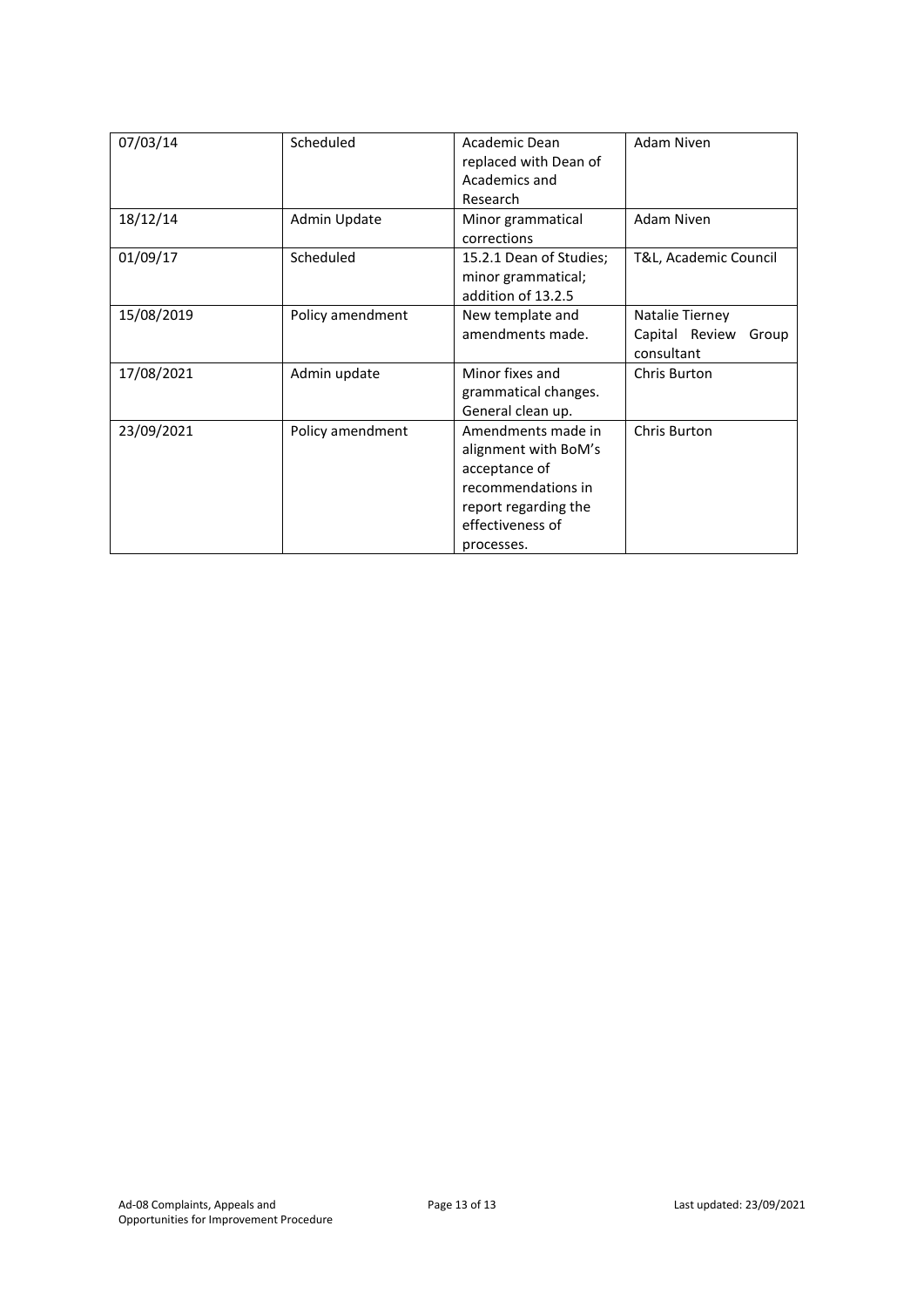| | | | |
|---|---|---|---|
| 07/03/14 | Scheduled | Academic Dean replaced with Dean of Academics and Research | Adam Niven |
| 18/12/14 | Admin Update | Minor grammatical corrections | Adam Niven |
| 01/09/17 | Scheduled | 15.2.1 Dean of Studies; minor grammatical; addition of 13.2.5 | T&L, Academic Council |
| 15/08/2019 | Policy amendment | New template and amendments made. | Natalie Tierney Capital Review Group consultant |
| 17/08/2021 | Admin update | Minor fixes and grammatical changes. General clean up. | Chris Burton |
| 23/09/2021 | Policy amendment | Amendments made in alignment with BoM's acceptance of recommendations in report regarding the effectiveness of processes. | Chris Burton |